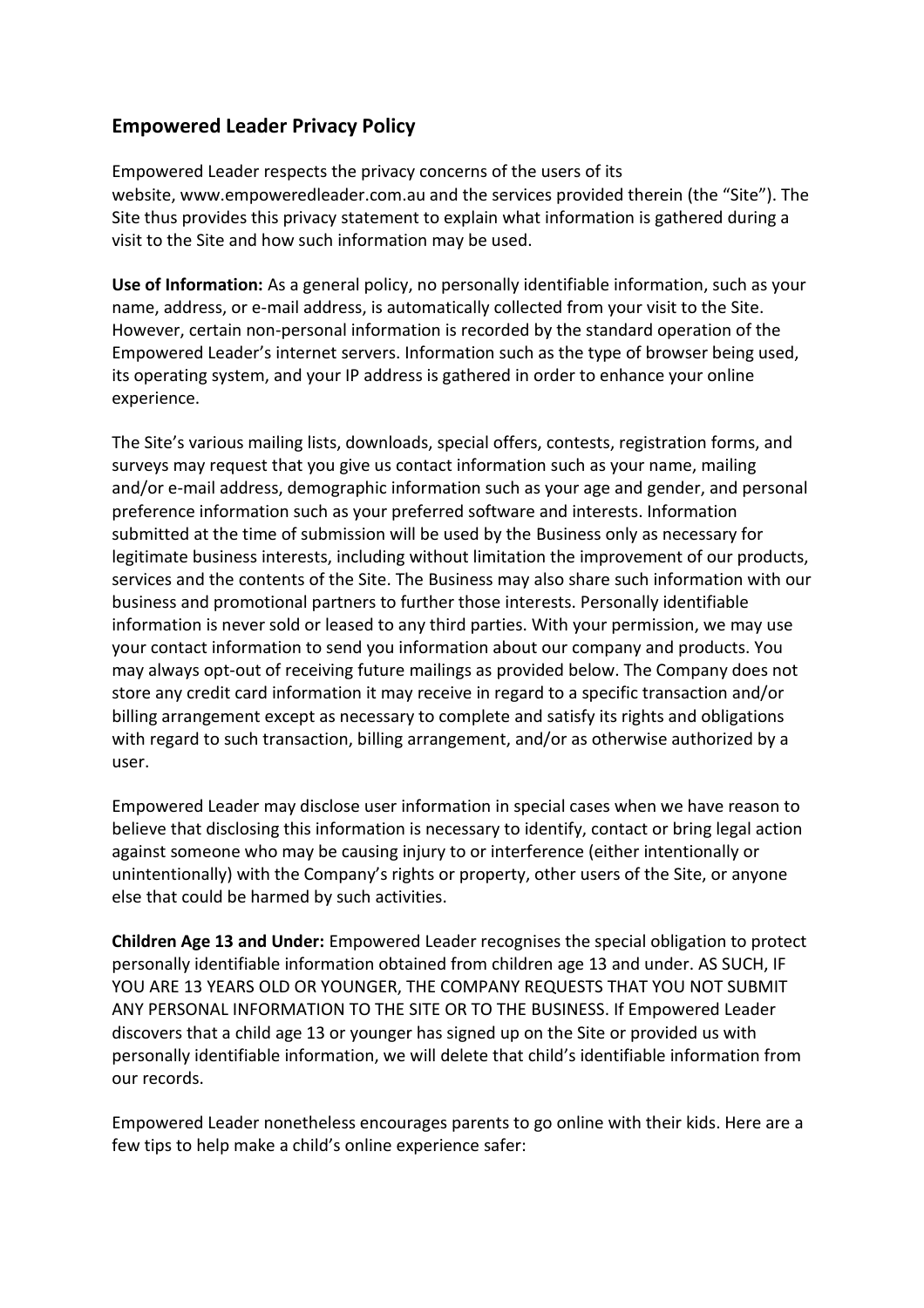## Empowered Leader Privacy Policy

Empowered Leader respects the privacy concerns of the users of its website, www.empoweredleader.com.au and the services provided therein (the "Site"). The Site thus provides this privacy statement to explain what information is gathered during a visit to the Site and how such information may be used.

**Use of Information:** As a general policy, no personally identifiable information, such as your name, address, or e-mail address, is automatically collected from your visit to the Site. However, certain non-personal information is recorded by the standard operation of the Empowered Leader's internet servers. Information such as the type of browser being used, its operating system, and your IP address is gathered in order to enhance your online experience.

The Site's various mailing lists, downloads, special offers, contests, registration forms, and surveys may request that you give us contact information such as your name, mailing and/or e-mail address, demographic information such as your age and gender, and personal preference information such as your preferred software and interests. Information submitted at the time of submission will be used by the Business only as necessary for legitimate business interests, including without limitation the improvement of our products, services and the contents of the Site. The Business may also share such information with our business and promotional partners to further those interests. Personally identifiable information is never sold or leased to any third parties. With your permission, we may use your contact information to send you information about our company and products. You may always opt-out of receiving future mailings as provided below. The Company does not store any credit card information it may receive in regard to a specific transaction and/or billing arrangement except as necessary to complete and satisfy its rights and obligations with regard to such transaction, billing arrangement, and/or as otherwise authorized by a user.

Empowered Leader may disclose user information in special cases when we have reason to believe that disclosing this information is necessary to identify, contact or bring legal action against someone who may be causing injury to or interference (either intentionally or unintentionally) with the Company's rights or property, other users of the Site, or anyone else that could be harmed by such activities.

**Children Age 13 and Under:** Empowered Leader recognises the special obligation to protect personally identifiable information obtained from children age 13 and under. AS SUCH, IF YOU ARE 13 YEARS OLD OR YOUNGER, THE COMPANY REQUESTS THAT YOU NOT SUBMIT ANY PERSONAL INFORMATION TO THE SITE OR TO THE BUSINESS. If Empowered Leader discovers that a child age 13 or younger has signed up on the Site or provided us with personally identifiable information, we will delete that child's identifiable information from our records.

Empowered Leader nonetheless encourages parents to go online with their kids. Here are a few tips to help make a child's online experience safer: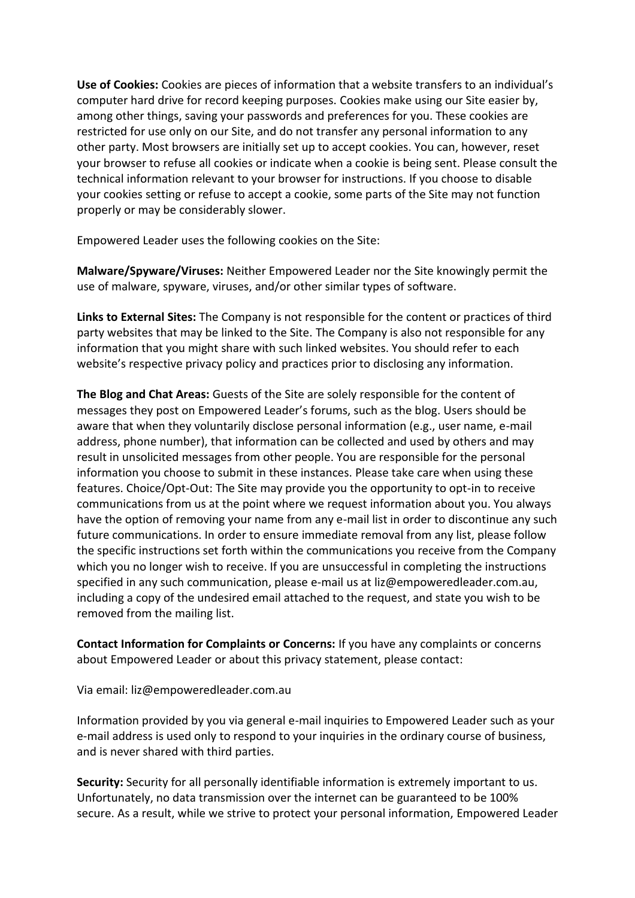**Use of Cookies:** Cookies are pieces of information that a website transfers to an individual's computer hard drive for record keeping purposes. Cookies make using our Site easier by, among other things, saving your passwords and preferences for you. These cookies are restricted for use only on our Site, and do not transfer any personal information to any other party. Most browsers are initially set up to accept cookies. You can, however, reset your browser to refuse all cookies or indicate when a cookie is being sent. Please consult the technical information relevant to your browser for instructions. If you choose to disable your cookies setting or refuse to accept a cookie, some parts of the Site may not function properly or may be considerably slower.

Empowered Leader uses the following cookies on the Site:

**Malware/Spyware/Viruses:** Neither Empowered Leader nor the Site knowingly permit the use of malware, spyware, viruses, and/or other similar types of software.

**Links to External Sites:** The Company is not responsible for the content or practices of third party websites that may be linked to the Site. The Company is also not responsible for any information that you might share with such linked websites. You should refer to each website's respective privacy policy and practices prior to disclosing any information.

**The Blog and Chat Areas:** Guests of the Site are solely responsible for the content of messages they post on Empowered Leader's forums, such as the blog. Users should be aware that when they voluntarily disclose personal information (e.g., user name, e-mail address, phone number), that information can be collected and used by others and may result in unsolicited messages from other people. You are responsible for the personal information you choose to submit in these instances. Please take care when using these features. Choice/Opt-Out: The Site may provide you the opportunity to opt-in to receive communications from us at the point where we request information about you. You always have the option of removing your name from any e-mail list in order to discontinue any such future communications. In order to ensure immediate removal from any list, please follow the specific instructions set forth within the communications you receive from the Company which you no longer wish to receive. If you are unsuccessful in completing the instructions specified in any such communication, please e-mail us at liz@empoweredleader.com.au, including a copy of the undesired email attached to the request, and state you wish to be removed from the mailing list.

**Contact Information for Complaints or Concerns:** If you have any complaints or concerns about Empowered Leader or about this privacy statement, please contact:

Via email: liz@empoweredleader.com.au

Information provided by you via general e-mail inquiries to Empowered Leader such as your e-mail address is used only to respond to your inquiries in the ordinary course of business, and is never shared with third parties.

**Security:** Security for all personally identifiable information is extremely important to us. Unfortunately, no data transmission over the internet can be guaranteed to be 100% secure. As a result, while we strive to protect your personal information, Empowered Leader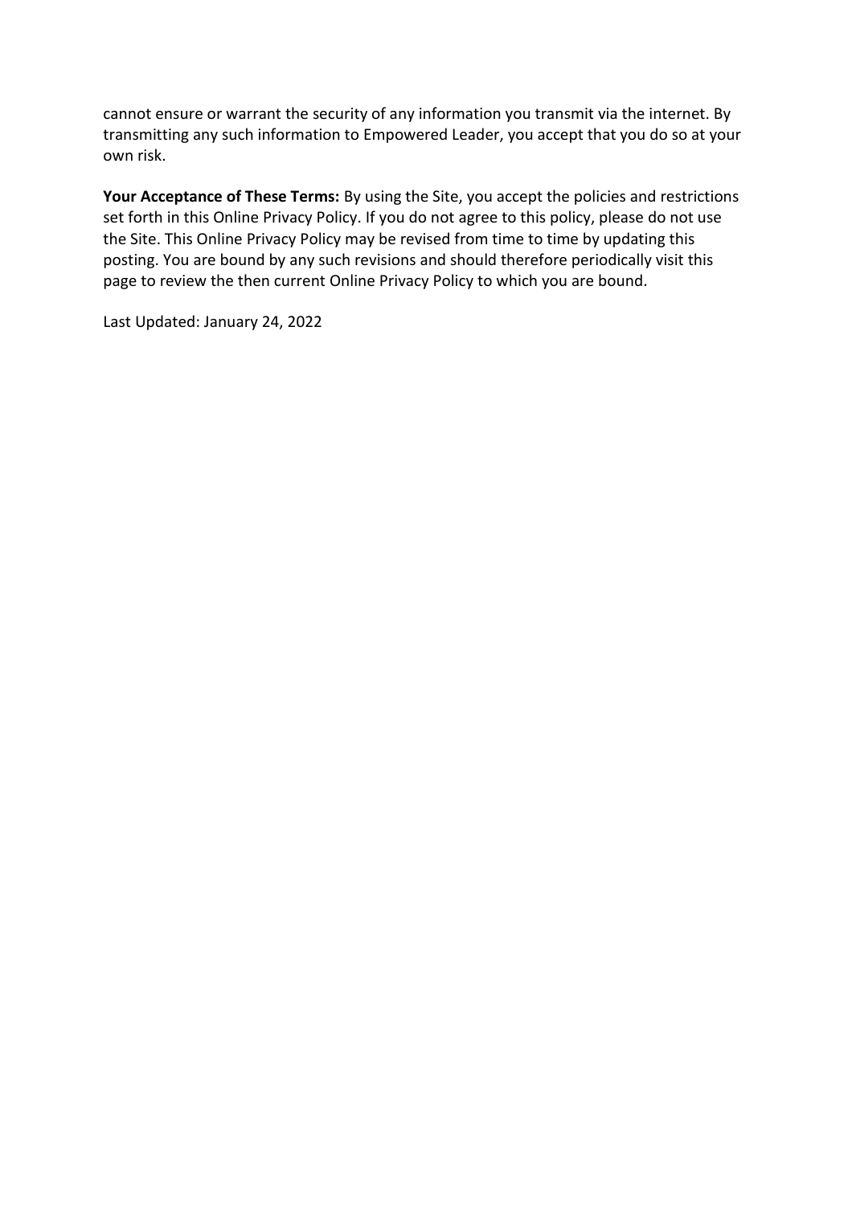cannot ensure or warrant the security of any information you transmit via the internet. By transmitting any such information to Empowered Leader, you accept that you do so at your own risk.

**Your Acceptance of These Terms:** By using the Site, you accept the policies and restrictions set forth in this Online Privacy Policy. If you do not agree to this policy, please do not use the Site. This Online Privacy Policy may be revised from time to time by updating this posting. You are bound by any such revisions and should therefore periodically visit this page to review the then current Online Privacy Policy to which you are bound.

Last Updated: January 24, 2022